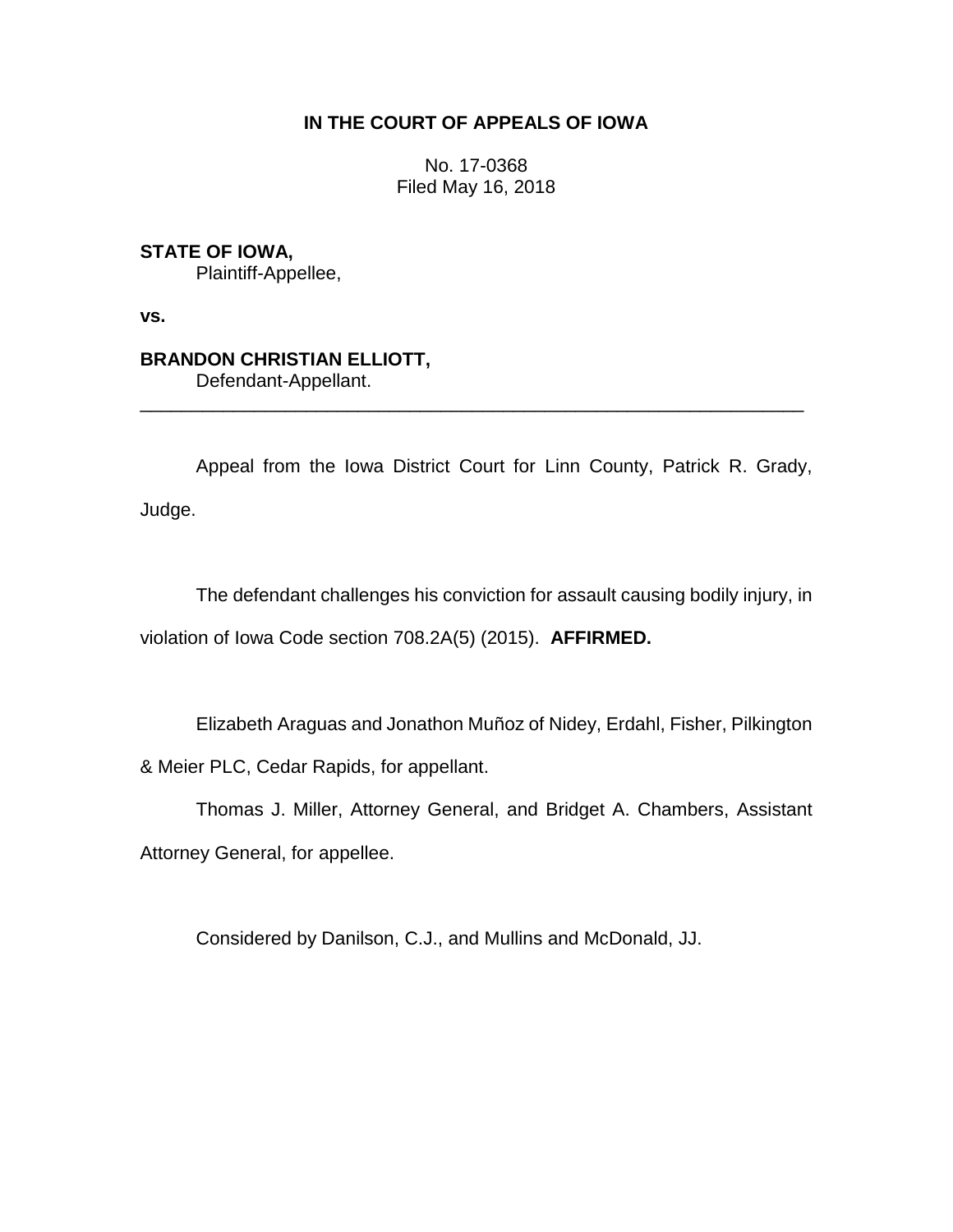**IN THE COURT OF APPEALS OF IOWA**

No. 17-0368
Filed May 16, 2018

**STATE OF IOWA,**
Plaintiff-Appellee,

**vs.**

**BRANDON CHRISTIAN ELLIOTT,**
Defendant-Appellant.

---

Appeal from the Iowa District Court for Linn County, Patrick R. Grady, Judge.

The defendant challenges his conviction for assault causing bodily injury, in violation of Iowa Code section 708.2A(5) (2015). **AFFIRMED.**

Elizabeth Araguas and Jonathon Muñoz of Nidey, Erdahl, Fisher, Pilkington & Meier PLC, Cedar Rapids, for appellant.

Thomas J. Miller, Attorney General, and Bridget A. Chambers, Assistant Attorney General, for appellee.

Considered by Danilson, C.J., and Mullins and McDonald, JJ.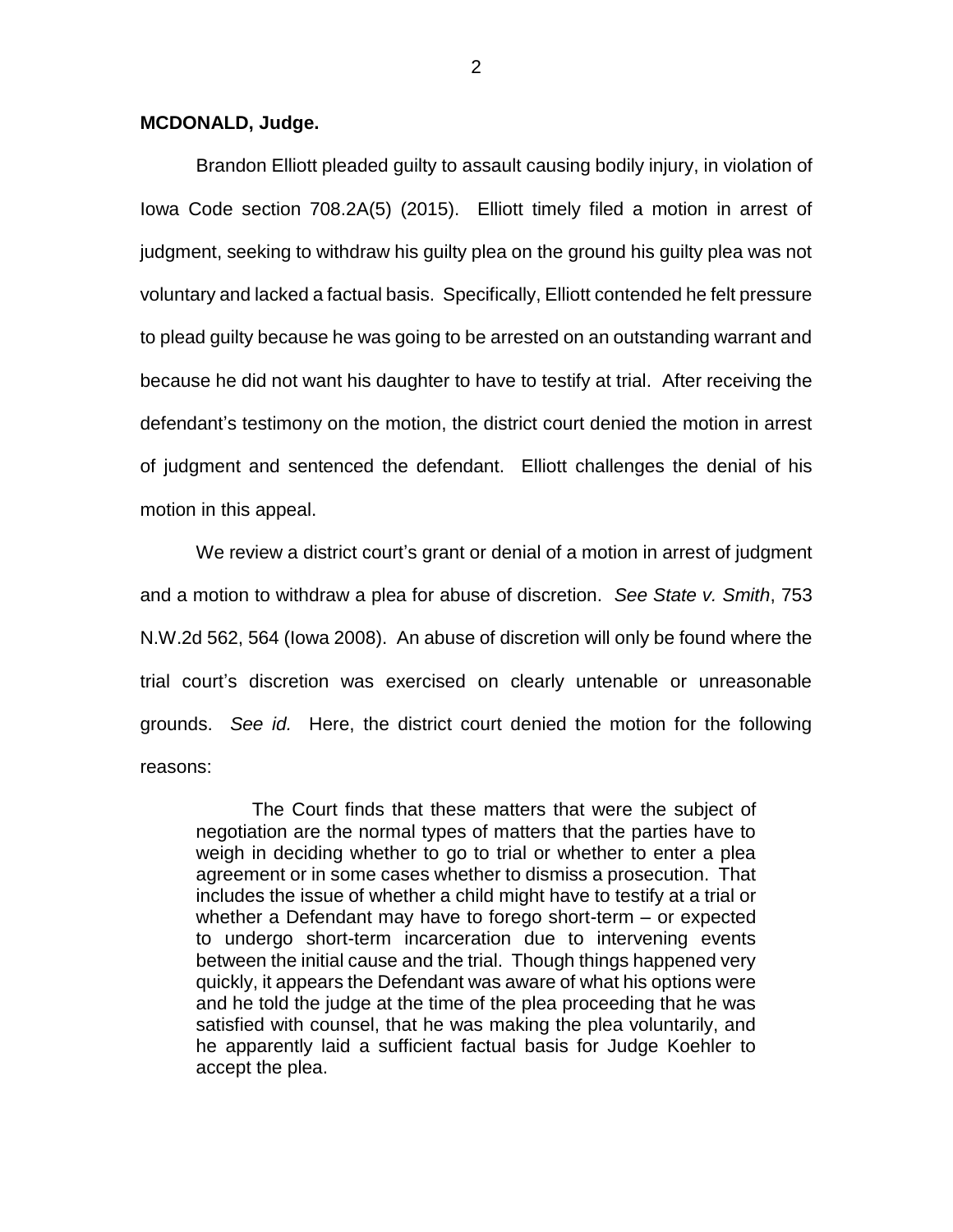**MCDONALD, Judge.**

Brandon Elliott pleaded guilty to assault causing bodily injury, in violation of Iowa Code section 708.2A(5) (2015). Elliott timely filed a motion in arrest of judgment, seeking to withdraw his guilty plea on the ground his guilty plea was not voluntary and lacked a factual basis. Specifically, Elliott contended he felt pressure to plead guilty because he was going to be arrested on an outstanding warrant and because he did not want his daughter to have to testify at trial. After receiving the defendant's testimony on the motion, the district court denied the motion in arrest of judgment and sentenced the defendant. Elliott challenges the denial of his motion in this appeal.

We review a district court's grant or denial of a motion in arrest of judgment and a motion to withdraw a plea for abuse of discretion. *See State v. Smith*, 753 N.W.2d 562, 564 (Iowa 2008). An abuse of discretion will only be found where the trial court's discretion was exercised on clearly untenable or unreasonable grounds. *See id.* Here, the district court denied the motion for the following reasons:

> The Court finds that these matters that were the subject of negotiation are the normal types of matters that the parties have to weigh in deciding whether to go to trial or whether to enter a plea agreement or in some cases whether to dismiss a prosecution. That includes the issue of whether a child might have to testify at a trial or whether a Defendant may have to forego short-term – or expected to undergo short-term incarceration due to intervening events between the initial cause and the trial. Though things happened very quickly, it appears the Defendant was aware of what his options were and he told the judge at the time of the plea proceeding that he was satisfied with counsel, that he was making the plea voluntarily, and he apparently laid a sufficient factual basis for Judge Koehler to accept the plea.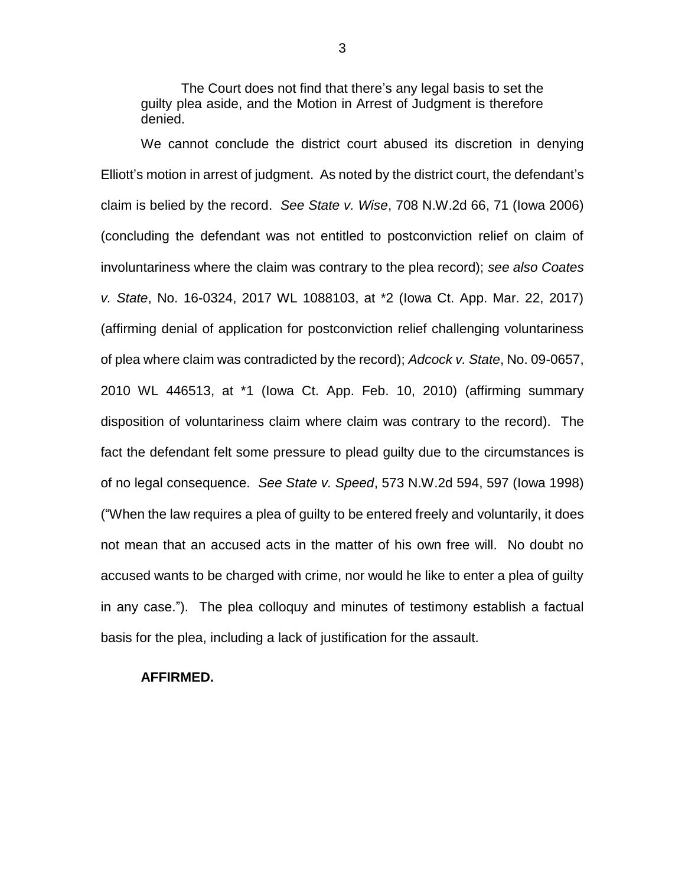> The Court does not find that there's any legal basis to set the guilty plea aside, and the Motion in Arrest of Judgment is therefore denied.

We cannot conclude the district court abused its discretion in denying Elliott's motion in arrest of judgment. As noted by the district court, the defendant's claim is belied by the record. *See State v. Wise*, 708 N.W.2d 66, 71 (Iowa 2006) (concluding the defendant was not entitled to postconviction relief on claim of involuntariness where the claim was contrary to the plea record); *see also Coates v. State*, No. 16-0324, 2017 WL 1088103, at *2 (Iowa Ct. App. Mar. 22, 2017) (affirming denial of application for postconviction relief challenging voluntariness of plea where claim was contradicted by the record); *Adcock v. State*, No. 09-0657, 2010 WL 446513, at *1 (Iowa Ct. App. Feb. 10, 2010) (affirming summary disposition of voluntariness claim where claim was contrary to the record). The fact the defendant felt some pressure to plead guilty due to the circumstances is of no legal consequence. *See State v. Speed*, 573 N.W.2d 594, 597 (Iowa 1998) ("When the law requires a plea of guilty to be entered freely and voluntarily, it does not mean that an accused acts in the matter of his own free will. No doubt no accused wants to be charged with crime, nor would he like to enter a plea of guilty in any case."). The plea colloquy and minutes of testimony establish a factual basis for the plea, including a lack of justification for the assault.

**AFFIRMED.**